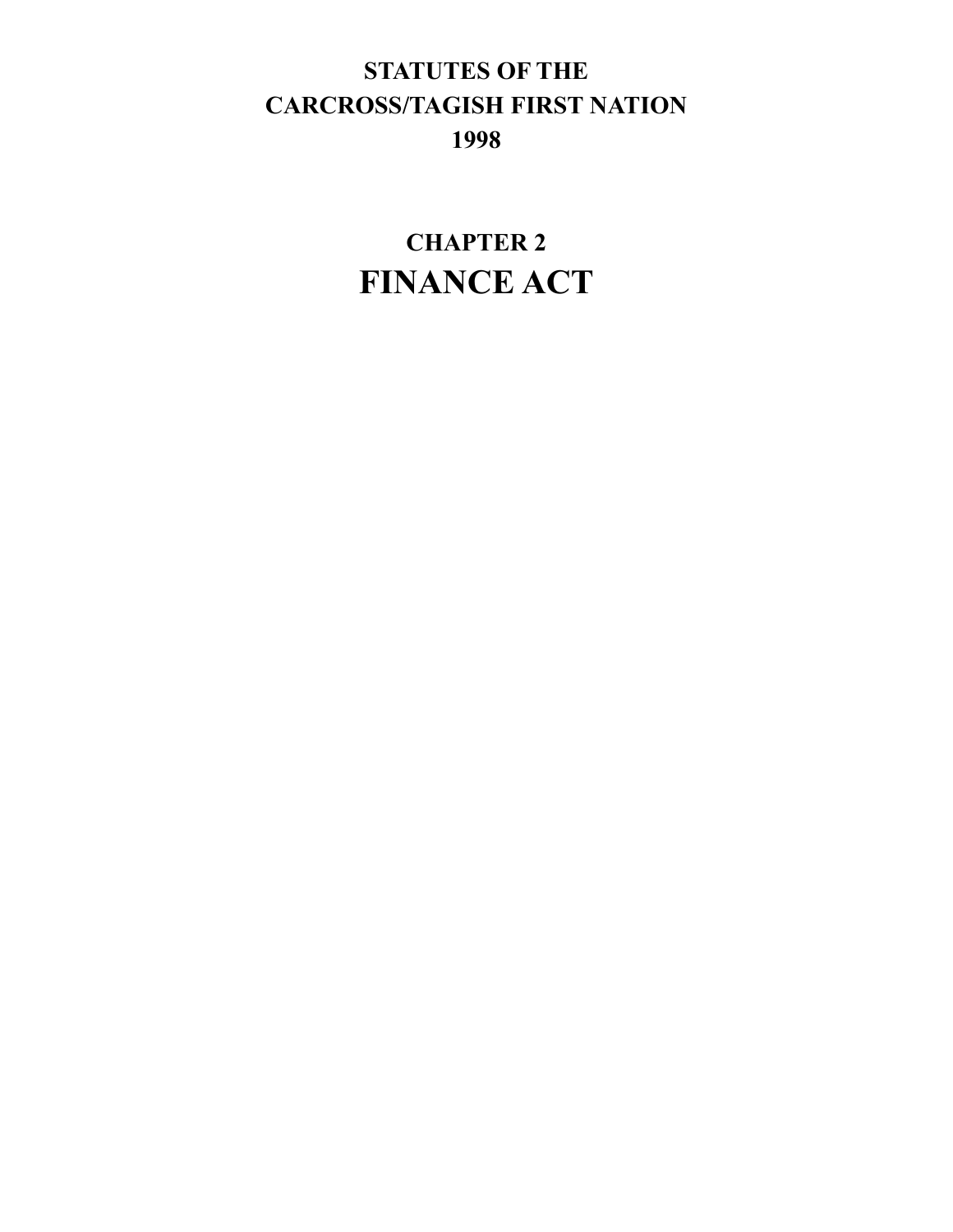# STATUTES OF THE CARCROSS/TAGISH FIRST NATION 1998

## CHAPTER 2

# FINANCE ACT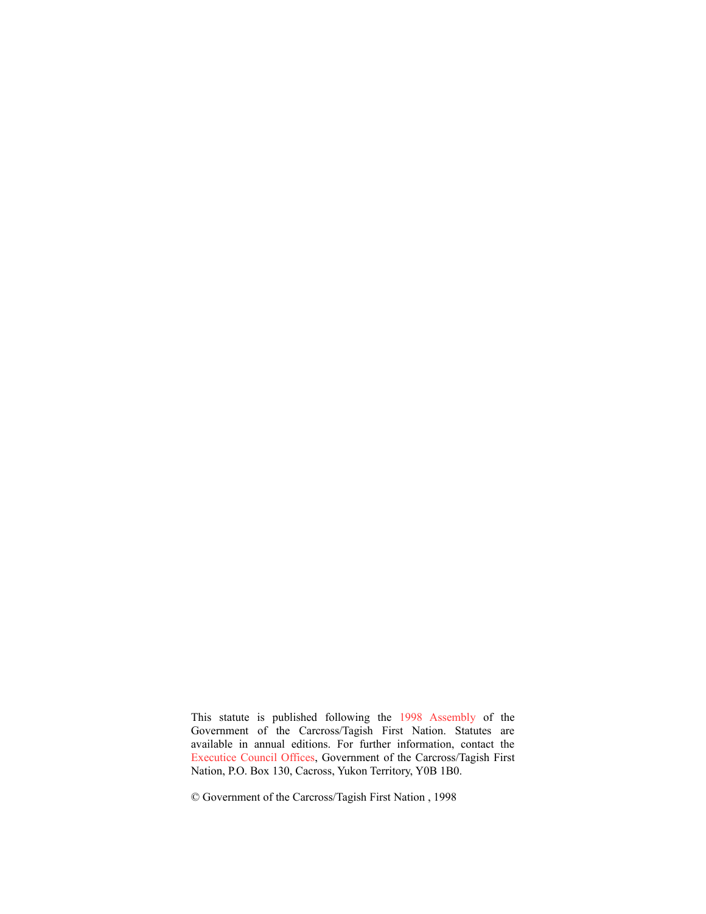This statute is published following the 1998 Assembly of the Government of the Carcross/Tagish First Nation. Statutes are available in annual editions. For further information, contact the Executice Council Offices, Government of the Carcross/Tagish First Nation, P.O. Box 130, Cacross, Yukon Territory, Y0B 1B0.

© Government of the Carcross/Tagish First Nation , 1998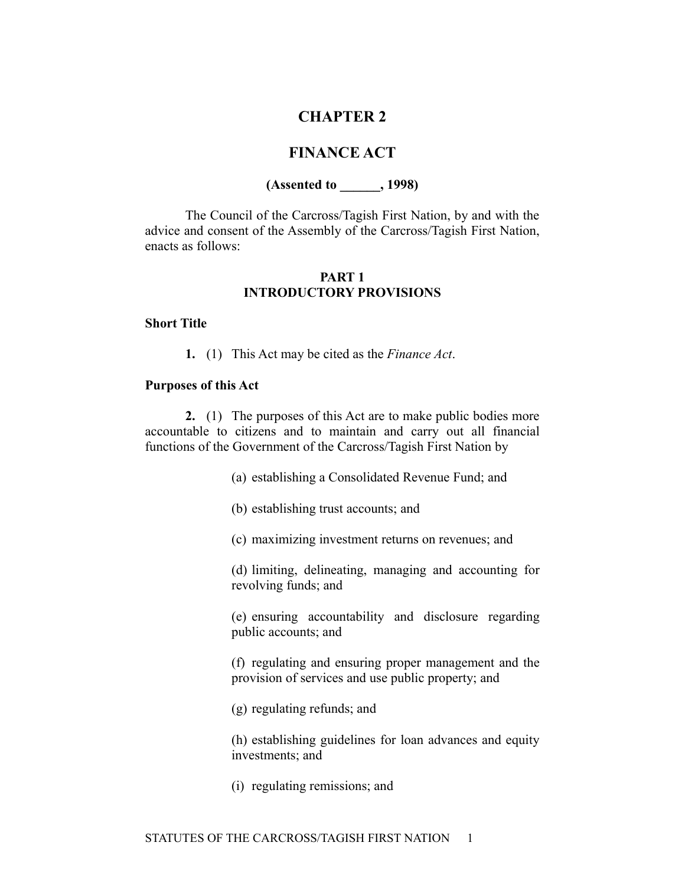# CHAPTER 2

# FINANCE ACT

**(Assented to ______, 1998)**

The Council of the Carcross/Tagish First Nation, by and with the advice and consent of the Assembly of the Carcross/Tagish First Nation, enacts as follows:

## PART 1
## INTRODUCTORY PROVISIONS

### Short Title

**1.** (1) This Act may be cited as the *Finance Act*.

### Purposes of this Act

**2.** (1) The purposes of this Act are to make public bodies more accountable to citizens and to maintain and carry out all financial functions of the Government of the Carcross/Tagish First Nation by

(a) establishing a Consolidated Revenue Fund; and

(b) establishing trust accounts; and

(c) maximizing investment returns on revenues; and

(d) limiting, delineating, managing and accounting for revolving funds; and

(e) ensuring accountability and disclosure regarding public accounts; and

(f) regulating and ensuring proper management and the provision of services and use public property; and

(g) regulating refunds; and

(h) establishing guidelines for loan advances and equity investments; and

(i) regulating remissions; and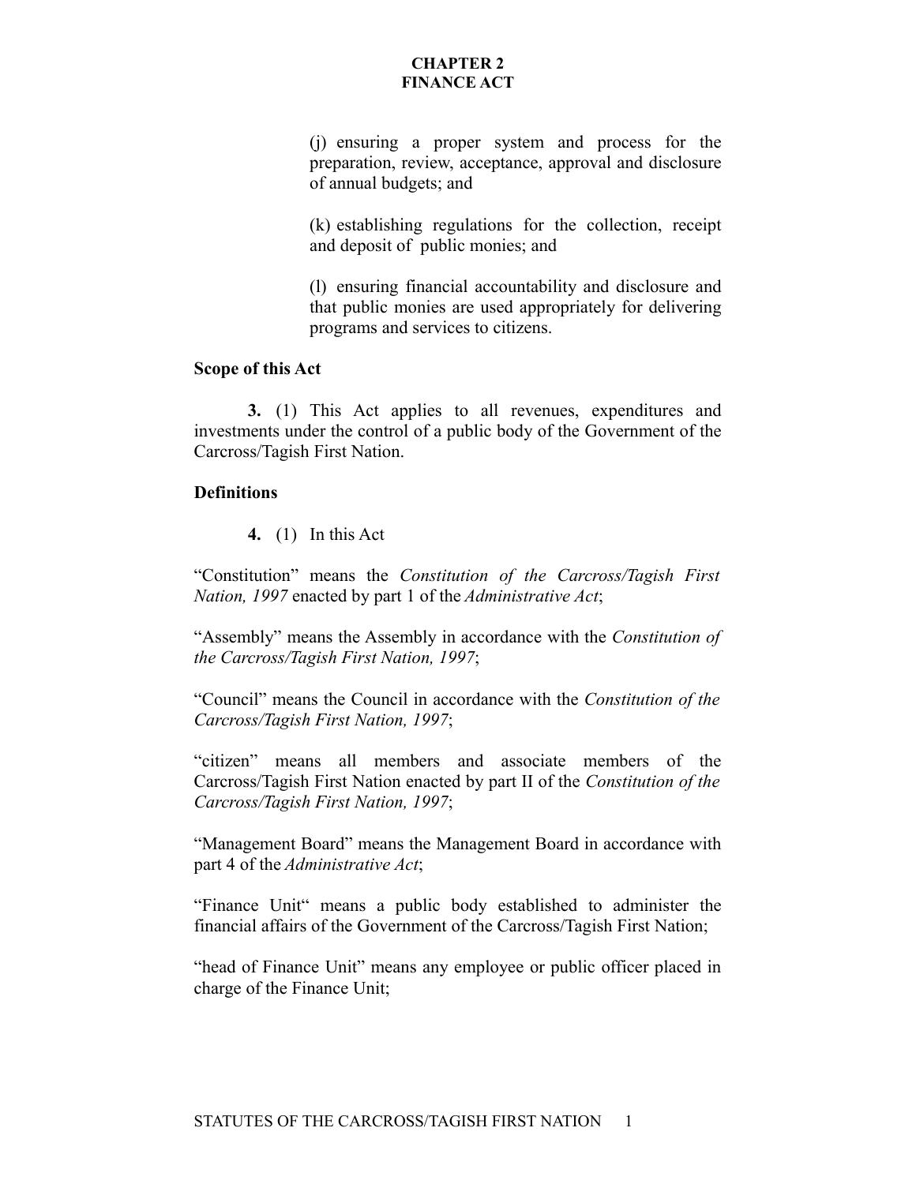(j) ensuring a proper system and process for the preparation, review, acceptance, approval and disclosure of annual budgets; and

(k) establishing regulations for the collection, receipt and deposit of public monies; and

(l) ensuring financial accountability and disclosure and that public monies are used appropriately for delivering programs and services to citizens.

**Scope of this Act**

**3.** (1) This Act applies to all revenues, expenditures and investments under the control of a public body of the Government of the Carcross/Tagish First Nation.

**Definitions**

**4.** (1) In this Act

"Constitution" means the *Constitution of the Carcross/Tagish First Nation, 1997* enacted by part 1 of the *Administrative Act*;

"Assembly" means the Assembly in accordance with the *Constitution of the Carcross/Tagish First Nation, 1997*;

"Council" means the Council in accordance with the *Constitution of the Carcross/Tagish First Nation, 1997*;

"citizen" means all members and associate members of the Carcross/Tagish First Nation enacted by part II of the *Constitution of the Carcross/Tagish First Nation, 1997*;

"Management Board" means the Management Board in accordance with part 4 of the *Administrative Act*;

"Finance Unit" means a public body established to administer the financial affairs of the Government of the Carcross/Tagish First Nation;

"head of Finance Unit" means any employee or public officer placed in charge of the Finance Unit;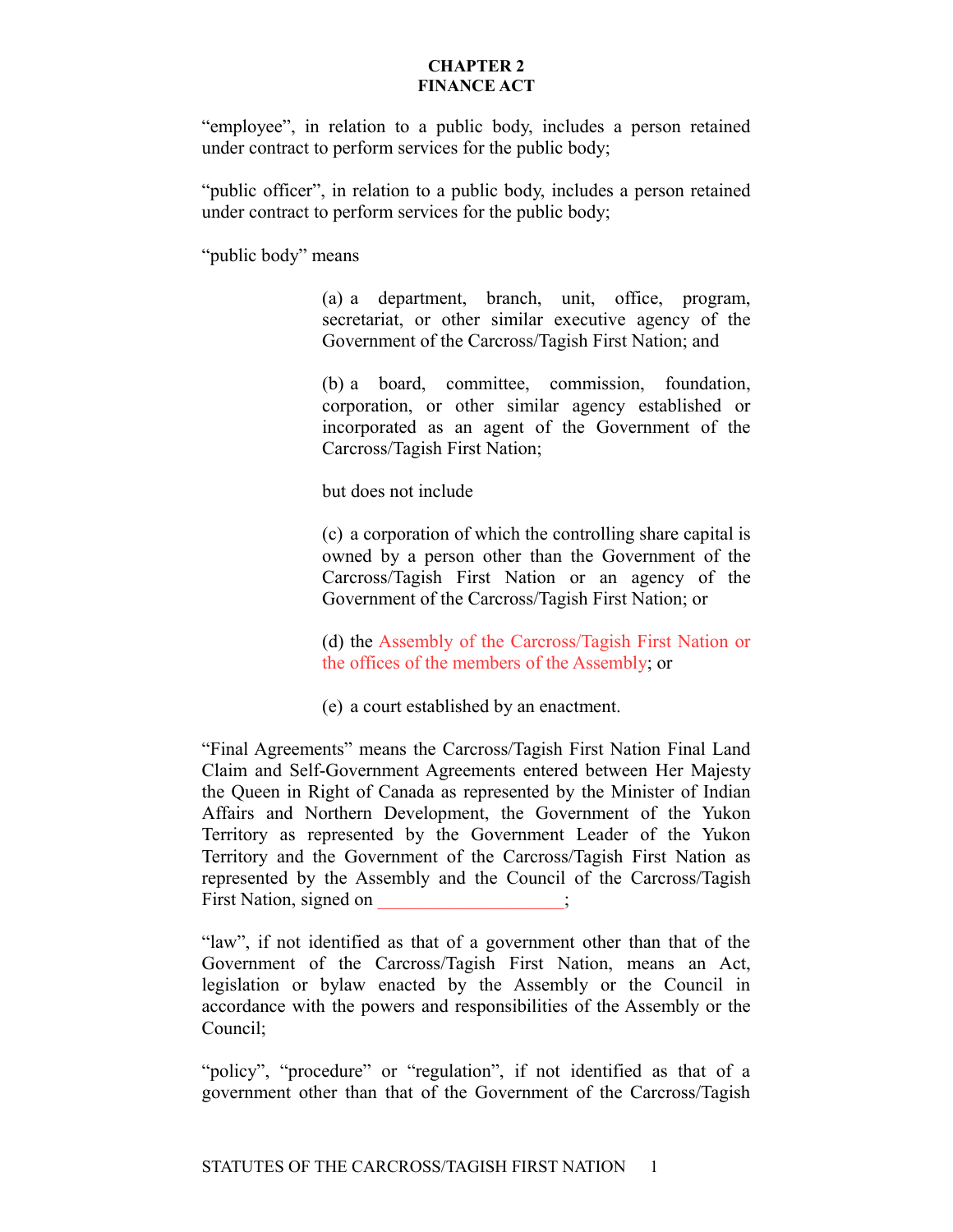**CHAPTER 2**
**FINANCE ACT**

"employee", in relation to a public body, includes a person retained under contract to perform services for the public body;

"public officer", in relation to a public body, includes a person retained under contract to perform services for the public body;

"public body" means

(a) a department, branch, unit, office, program, secretariat, or other similar executive agency of the Government of the Carcross/Tagish First Nation; and

(b) a board, committee, commission, foundation, corporation, or other similar agency established or incorporated as an agent of the Government of the Carcross/Tagish First Nation;

but does not include

(c) a corporation of which the controlling share capital is owned by a person other than the Government of the Carcross/Tagish First Nation or an agency of the Government of the Carcross/Tagish First Nation; or

(d) the Assembly of the Carcross/Tagish First Nation or the offices of the members of the Assembly; or

(e) a court established by an enactment.

"Final Agreements" means the Carcross/Tagish First Nation Final Land Claim and Self-Government Agreements entered between Her Majesty the Queen in Right of Canada as represented by the Minister of Indian Affairs and Northern Development, the Government of the Yukon Territory as represented by the Government Leader of the Yukon Territory and the Government of the Carcross/Tagish First Nation as represented by the Assembly and the Council of the Carcross/Tagish First Nation, signed on ____________________;

"law", if not identified as that of a government other than that of the Government of the Carcross/Tagish First Nation, means an Act, legislation or bylaw enacted by the Assembly or the Council in accordance with the powers and responsibilities of the Assembly or the Council;

"policy", "procedure" or "regulation", if not identified as that of a government other than that of the Government of the Carcross/Tagish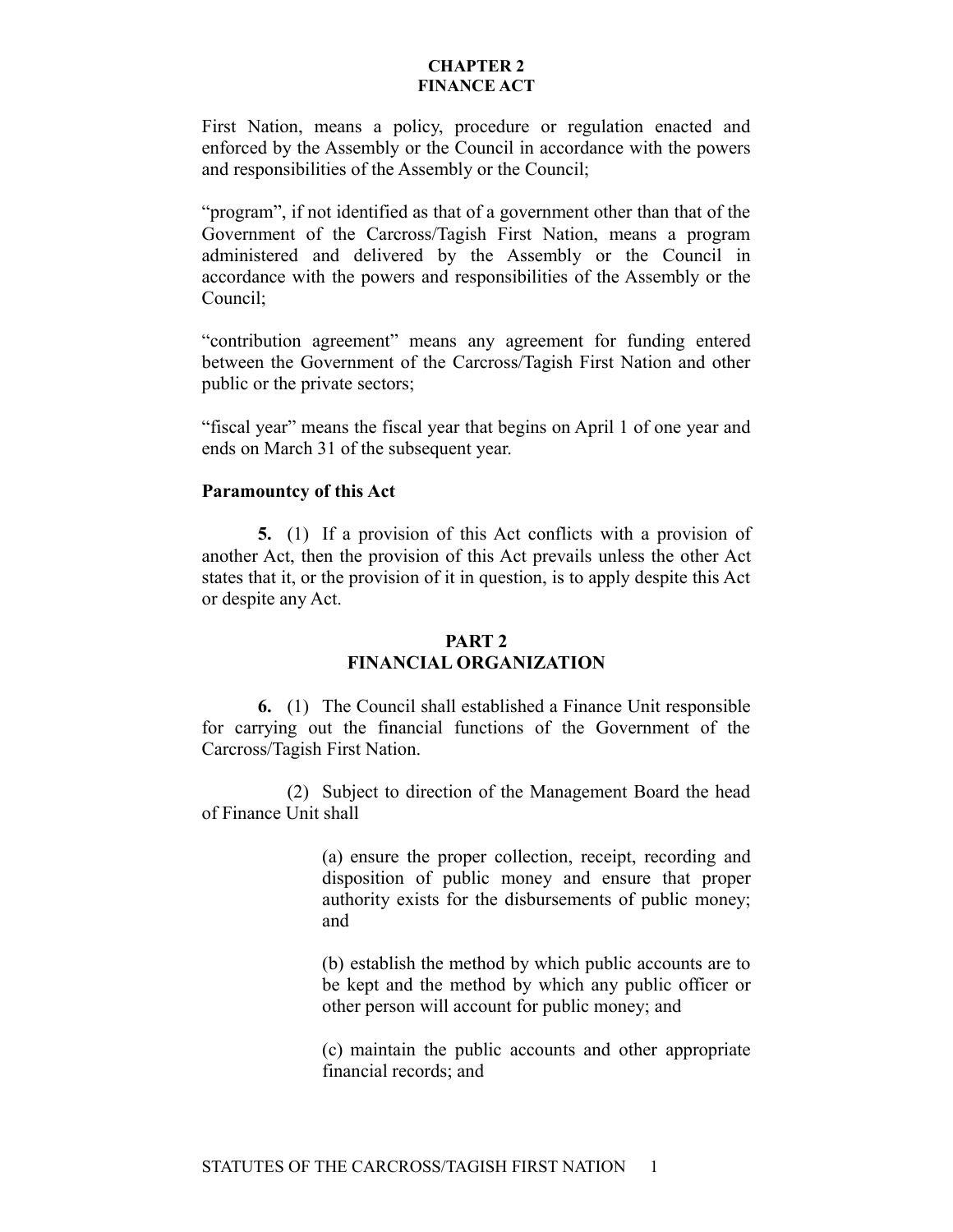# CHAPTER 2
# FINANCE ACT

First Nation, means a policy, procedure or regulation enacted and enforced by the Assembly or the Council in accordance with the powers and responsibilities of the Assembly or the Council;

"program", if not identified as that of a government other than that of the Government of the Carcross/Tagish First Nation, means a program administered and delivered by the Assembly or the Council in accordance with the powers and responsibilities of the Assembly or the Council;

"contribution agreement" means any agreement for funding entered between the Government of the Carcross/Tagish First Nation and other public or the private sectors;

"fiscal year" means the fiscal year that begins on April 1 of one year and ends on March 31 of the subsequent year.

### Paramountcy of this Act

**5.** (1) If a provision of this Act conflicts with a provision of another Act, then the provision of this Act prevails unless the other Act states that it, or the provision of it in question, is to apply despite this Act or despite any Act.

## PART 2
## FINANCIAL ORGANIZATION

**6.** (1) The Council shall established a Finance Unit responsible for carrying out the financial functions of the Government of the Carcross/Tagish First Nation.

(2) Subject to direction of the Management Board the head of Finance Unit shall

(a) ensure the proper collection, receipt, recording and disposition of public money and ensure that proper authority exists for the disbursements of public money; and

(b) establish the method by which public accounts are to be kept and the method by which any public officer or other person will account for public money; and

(c) maintain the public accounts and other appropriate financial records; and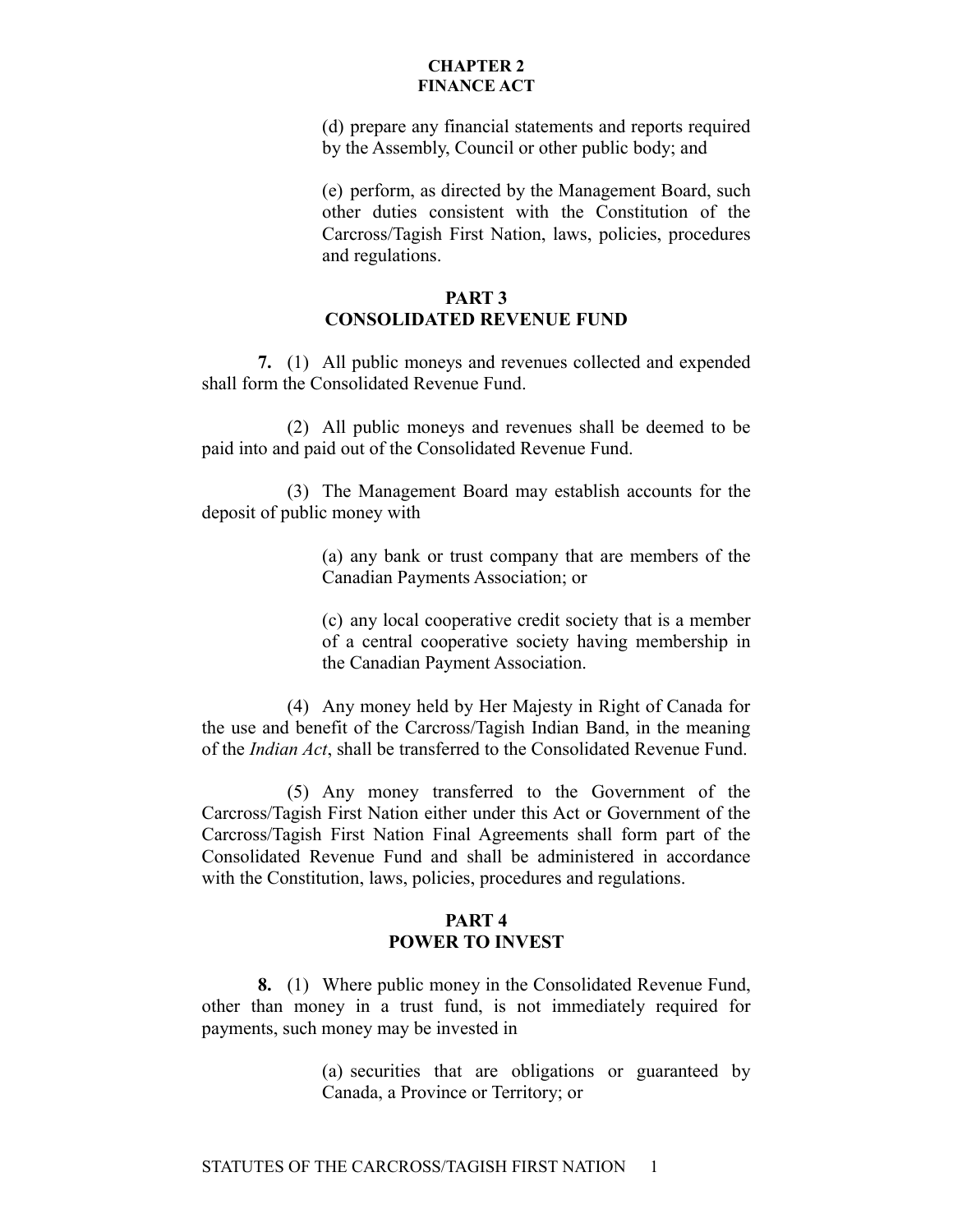(d) prepare any financial statements and reports required by the Assembly, Council or other public body; and

(e) perform, as directed by the Management Board, such other duties consistent with the Constitution of the Carcross/Tagish First Nation, laws, policies, procedures and regulations.

## PART 3
## CONSOLIDATED REVENUE FUND

**7.** (1) All public moneys and revenues collected and expended shall form the Consolidated Revenue Fund.

(2) All public moneys and revenues shall be deemed to be paid into and paid out of the Consolidated Revenue Fund.

(3) The Management Board may establish accounts for the deposit of public money with

(a) any bank or trust company that are members of the Canadian Payments Association; or

(c) any local cooperative credit society that is a member of a central cooperative society having membership in the Canadian Payment Association.

(4) Any money held by Her Majesty in Right of Canada for the use and benefit of the Carcross/Tagish Indian Band, in the meaning of the *Indian Act*, shall be transferred to the Consolidated Revenue Fund.

(5) Any money transferred to the Government of the Carcross/Tagish First Nation either under this Act or Government of the Carcross/Tagish First Nation Final Agreements shall form part of the Consolidated Revenue Fund and shall be administered in accordance with the Constitution, laws, policies, procedures and regulations.

## PART 4
## POWER TO INVEST

**8.** (1) Where public money in the Consolidated Revenue Fund, other than money in a trust fund, is not immediately required for payments, such money may be invested in

(a) securities that are obligations or guaranteed by Canada, a Province or Territory; or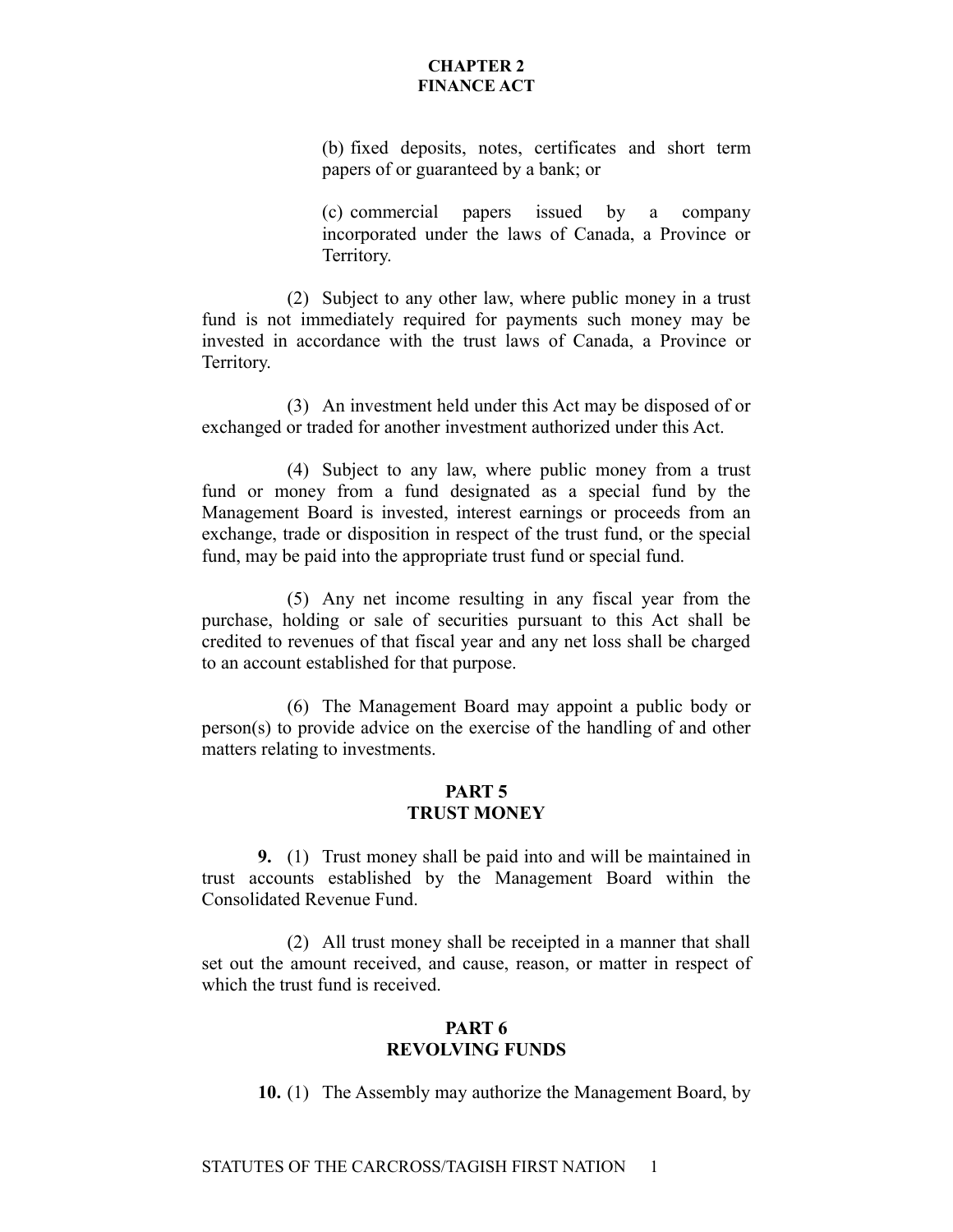(b) fixed deposits, notes, certificates and short term papers of or guaranteed by a bank; or

(c) commercial papers issued by a company incorporated under the laws of Canada, a Province or Territory.

(2) Subject to any other law, where public money in a trust fund is not immediately required for payments such money may be invested in accordance with the trust laws of Canada, a Province or Territory.

(3) An investment held under this Act may be disposed of or exchanged or traded for another investment authorized under this Act.

(4) Subject to any law, where public money from a trust fund or money from a fund designated as a special fund by the Management Board is invested, interest earnings or proceeds from an exchange, trade or disposition in respect of the trust fund, or the special fund, may be paid into the appropriate trust fund or special fund.

(5) Any net income resulting in any fiscal year from the purchase, holding or sale of securities pursuant to this Act shall be credited to revenues of that fiscal year and any net loss shall be charged to an account established for that purpose.

(6) The Management Board may appoint a public body or person(s) to provide advice on the exercise of the handling of and other matters relating to investments.

## PART 5
## TRUST MONEY

**9.** (1) Trust money shall be paid into and will be maintained in trust accounts established by the Management Board within the Consolidated Revenue Fund.

(2) All trust money shall be receipted in a manner that shall set out the amount received, and cause, reason, or matter in respect of which the trust fund is received.

## PART 6
## REVOLVING FUNDS

**10.** (1) The Assembly may authorize the Management Board, by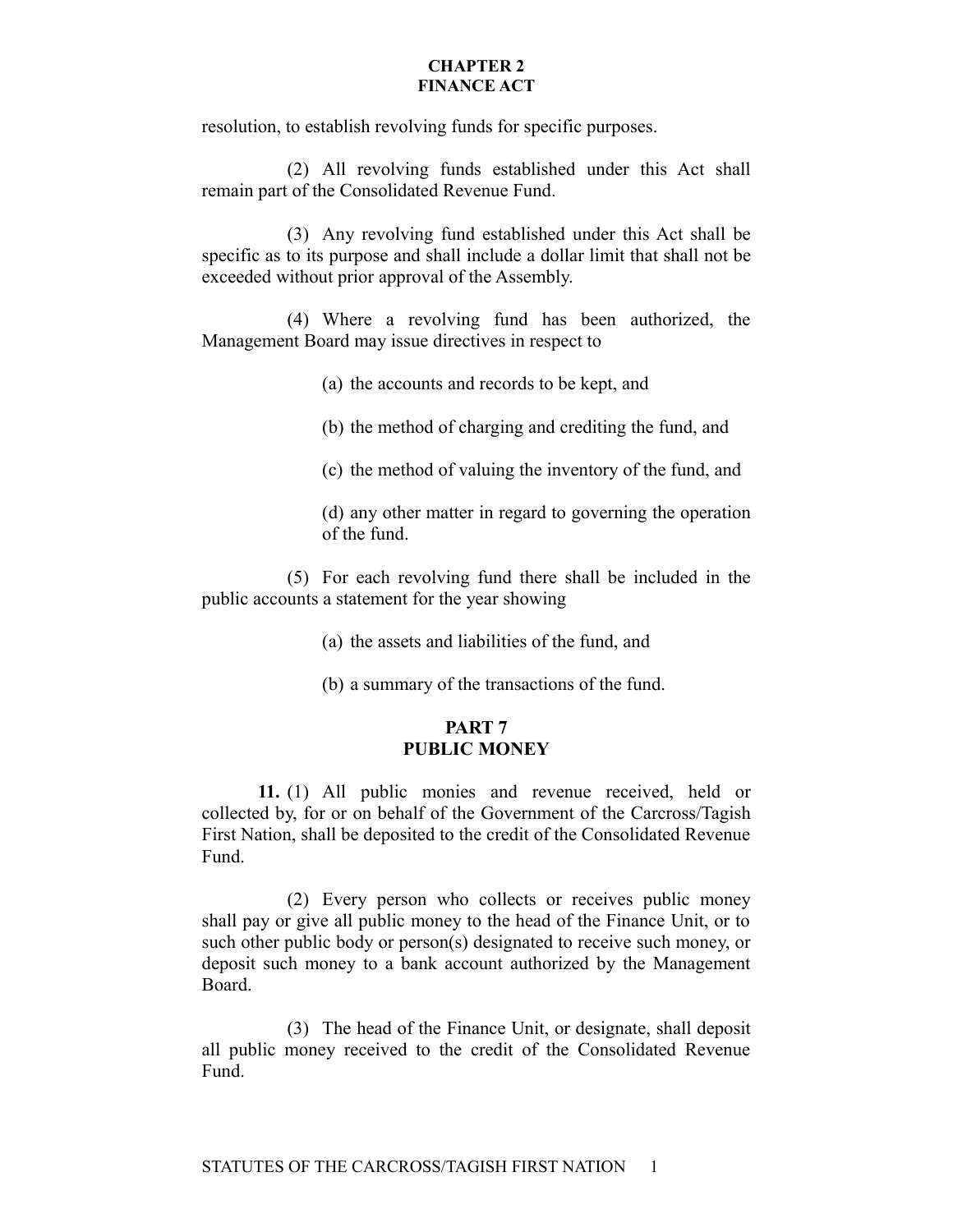resolution, to establish revolving funds for specific purposes.

(2) All revolving funds established under this Act shall remain part of the Consolidated Revenue Fund.

(3) Any revolving fund established under this Act shall be specific as to its purpose and shall include a dollar limit that shall not be exceeded without prior approval of the Assembly.

(4) Where a revolving fund has been authorized, the Management Board may issue directives in respect to

(a) the accounts and records to be kept, and

(b) the method of charging and crediting the fund, and

(c) the method of valuing the inventory of the fund, and

(d) any other matter in regard to governing the operation of the fund.

(5) For each revolving fund there shall be included in the public accounts a statement for the year showing

(a) the assets and liabilities of the fund, and

(b) a summary of the transactions of the fund.

## PART 7
## PUBLIC MONEY

**11.** (1) All public monies and revenue received, held or collected by, for or on behalf of the Government of the Carcross/Tagish First Nation, shall be deposited to the credit of the Consolidated Revenue Fund.

(2) Every person who collects or receives public money shall pay or give all public money to the head of the Finance Unit, or to such other public body or person(s) designated to receive such money, or deposit such money to a bank account authorized by the Management Board.

(3) The head of the Finance Unit, or designate, shall deposit all public money received to the credit of the Consolidated Revenue Fund.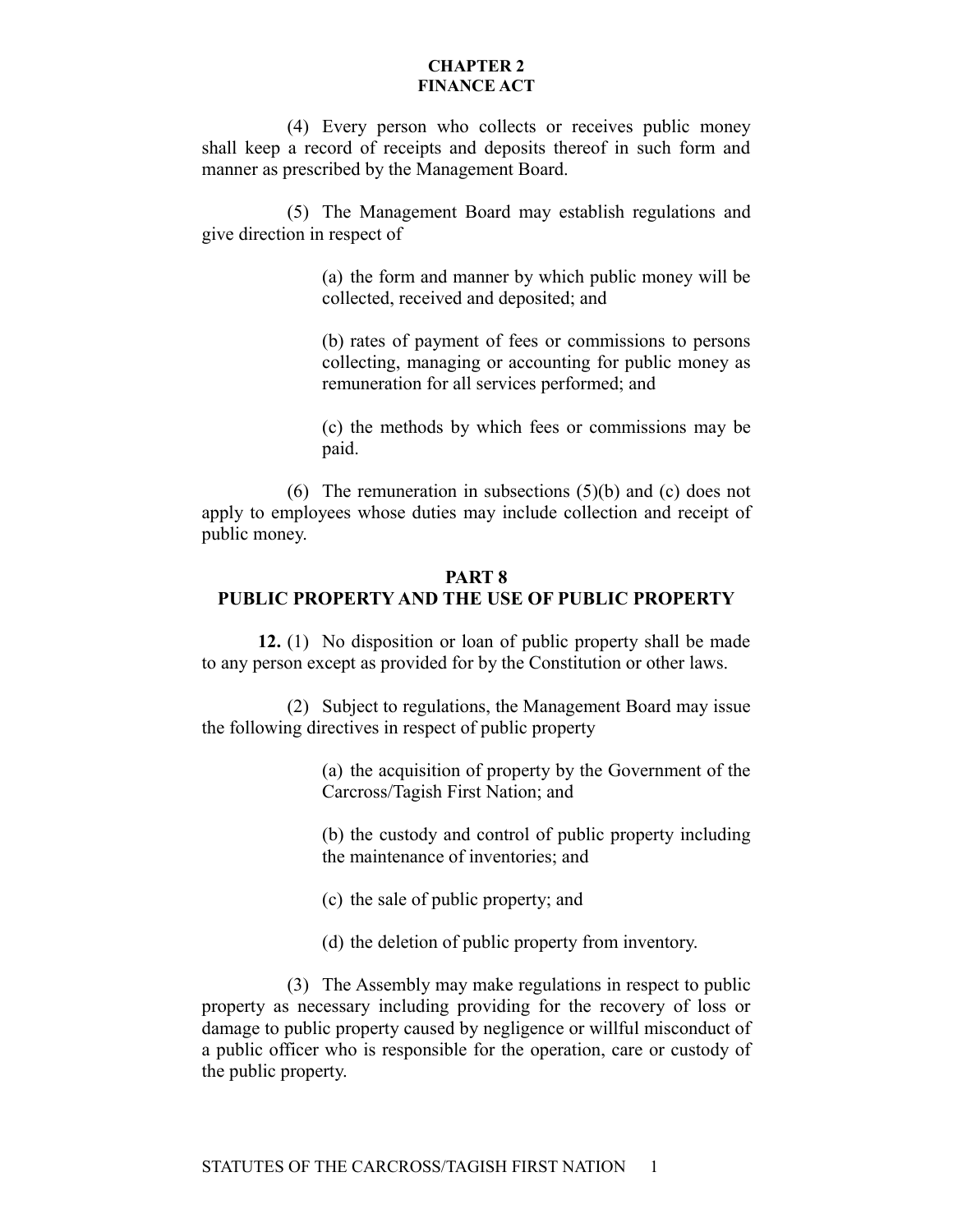(4) Every person who collects or receives public money shall keep a record of receipts and deposits thereof in such form and manner as prescribed by the Management Board.

(5) The Management Board may establish regulations and give direction in respect of

(a) the form and manner by which public money will be collected, received and deposited; and

(b) rates of payment of fees or commissions to persons collecting, managing or accounting for public money as remuneration for all services performed; and

(c) the methods by which fees or commissions may be paid.

(6) The remuneration in subsections (5)(b) and (c) does not apply to employees whose duties may include collection and receipt of public money.

## PART 8
## PUBLIC PROPERTY AND THE USE OF PUBLIC PROPERTY

**12.** (1) No disposition or loan of public property shall be made to any person except as provided for by the Constitution or other laws.

(2) Subject to regulations, the Management Board may issue the following directives in respect of public property

(a) the acquisition of property by the Government of the Carcross/Tagish First Nation; and

(b) the custody and control of public property including the maintenance of inventories; and

(c) the sale of public property; and

(d) the deletion of public property from inventory.

(3) The Assembly may make regulations in respect to public property as necessary including providing for the recovery of loss or damage to public property caused by negligence or willful misconduct of a public officer who is responsible for the operation, care or custody of the public property.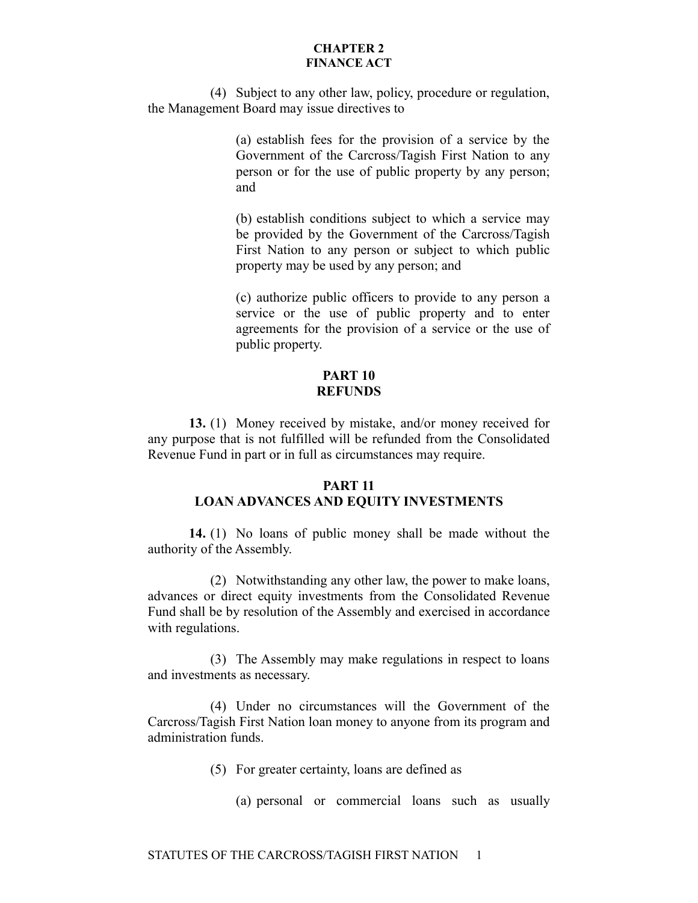(4) Subject to any other law, policy, procedure or regulation, the Management Board may issue directives to

(a) establish fees for the provision of a service by the Government of the Carcross/Tagish First Nation to any person or for the use of public property by any person; and

(b) establish conditions subject to which a service may be provided by the Government of the Carcross/Tagish First Nation to any person or subject to which public property may be used by any person; and

(c) authorize public officers to provide to any person a service or the use of public property and to enter agreements for the provision of a service or the use of public property.

## PART 10
## REFUNDS

**13.** (1) Money received by mistake, and/or money received for any purpose that is not fulfilled will be refunded from the Consolidated Revenue Fund in part or in full as circumstances may require.

## PART 11
## LOAN ADVANCES AND EQUITY INVESTMENTS

**14.** (1) No loans of public money shall be made without the authority of the Assembly.

(2) Notwithstanding any other law, the power to make loans, advances or direct equity investments from the Consolidated Revenue Fund shall be by resolution of the Assembly and exercised in accordance with regulations.

(3) The Assembly may make regulations in respect to loans and investments as necessary.

(4) Under no circumstances will the Government of the Carcross/Tagish First Nation loan money to anyone from its program and administration funds.

(5) For greater certainty, loans are defined as

(a) personal or commercial loans such as usually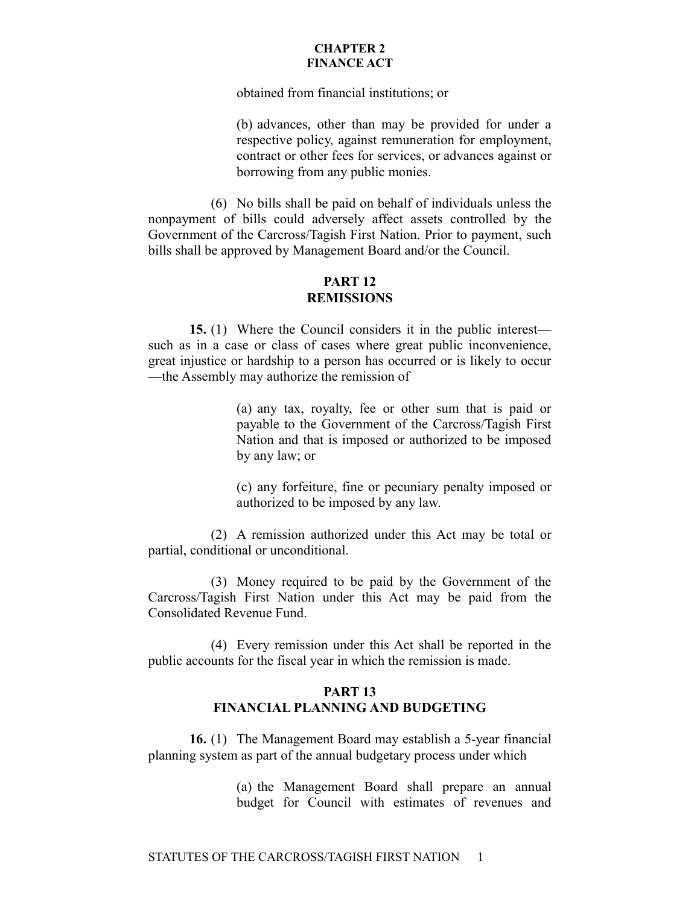obtained from financial institutions; or

(b) advances, other than may be provided for under a respective policy, against remuneration for employment, contract or other fees for services, or advances against or borrowing from any public monies.

(6) No bills shall be paid on behalf of individuals unless the nonpayment of bills could adversely affect assets controlled by the Government of the Carcross/Tagish First Nation. Prior to payment, such bills shall be approved by Management Board and/or the Council.

## PART 12
## REMISSIONS

**15.** (1) Where the Council considers it in the public interest—such as in a case or class of cases where great public inconvenience, great injustice or hardship to a person has occurred or is likely to occur—the Assembly may authorize the remission of

(a) any tax, royalty, fee or other sum that is paid or payable to the Government of the Carcross/Tagish First Nation and that is imposed or authorized to be imposed by any law; or

(c) any forfeiture, fine or pecuniary penalty imposed or authorized to be imposed by any law.

(2) A remission authorized under this Act may be total or partial, conditional or unconditional.

(3) Money required to be paid by the Government of the Carcross/Tagish First Nation under this Act may be paid from the Consolidated Revenue Fund.

(4) Every remission under this Act shall be reported in the public accounts for the fiscal year in which the remission is made.

## PART 13
## FINANCIAL PLANNING AND BUDGETING

**16.** (1) The Management Board may establish a 5-year financial planning system as part of the annual budgetary process under which

(a) the Management Board shall prepare an annual budget for Council with estimates of revenues and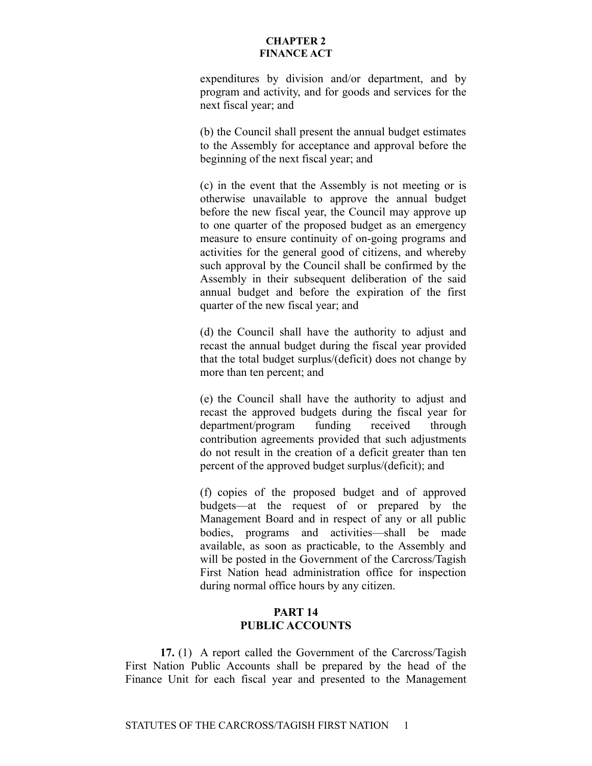expenditures by division and/or department, and by program and activity, and for goods and services for the next fiscal year; and

(b) the Council shall present the annual budget estimates to the Assembly for acceptance and approval before the beginning of the next fiscal year; and

(c) in the event that the Assembly is not meeting or is otherwise unavailable to approve the annual budget before the new fiscal year, the Council may approve up to one quarter of the proposed budget as an emergency measure to ensure continuity of on-going programs and activities for the general good of citizens, and whereby such approval by the Council shall be confirmed by the Assembly in their subsequent deliberation of the said annual budget and before the expiration of the first quarter of the new fiscal year; and

(d) the Council shall have the authority to adjust and recast the annual budget during the fiscal year provided that the total budget surplus/(deficit) does not change by more than ten percent; and

(e) the Council shall have the authority to adjust and recast the approved budgets during the fiscal year for department/program funding received through contribution agreements provided that such adjustments do not result in the creation of a deficit greater than ten percent of the approved budget surplus/(deficit); and

(f) copies of the proposed budget and of approved budgets—at the request of or prepared by the Management Board and in respect of any or all public bodies, programs and activities—shall be made available, as soon as practicable, to the Assembly and will be posted in the Government of the Carcross/Tagish First Nation head administration office for inspection during normal office hours by any citizen.

## PART 14
## PUBLIC ACCOUNTS

**17.** (1) A report called the Government of the Carcross/Tagish First Nation Public Accounts shall be prepared by the head of the Finance Unit for each fiscal year and presented to the Management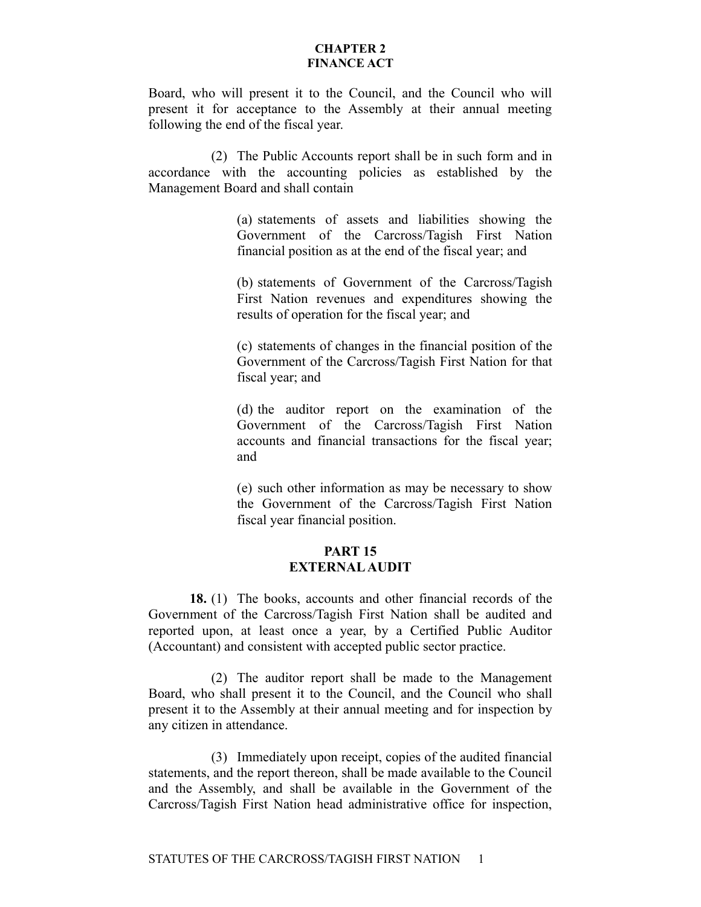Board, who will present it to the Council, and the Council who will present it for acceptance to the Assembly at their annual meeting following the end of the fiscal year.

(2) The Public Accounts report shall be in such form and in accordance with the accounting policies as established by the Management Board and shall contain

(a) statements of assets and liabilities showing the Government of the Carcross/Tagish First Nation financial position as at the end of the fiscal year; and

(b) statements of Government of the Carcross/Tagish First Nation revenues and expenditures showing the results of operation for the fiscal year; and

(c) statements of changes in the financial position of the Government of the Carcross/Tagish First Nation for that fiscal year; and

(d) the auditor report on the examination of the Government of the Carcross/Tagish First Nation accounts and financial transactions for the fiscal year; and

(e) such other information as may be necessary to show the Government of the Carcross/Tagish First Nation fiscal year financial position.

## PART 15
## EXTERNAL AUDIT

**18.** (1) The books, accounts and other financial records of the Government of the Carcross/Tagish First Nation shall be audited and reported upon, at least once a year, by a Certified Public Auditor (Accountant) and consistent with accepted public sector practice.

(2) The auditor report shall be made to the Management Board, who shall present it to the Council, and the Council who shall present it to the Assembly at their annual meeting and for inspection by any citizen in attendance.

(3) Immediately upon receipt, copies of the audited financial statements, and the report thereon, shall be made available to the Council and the Assembly, and shall be available in the Government of the Carcross/Tagish First Nation head administrative office for inspection,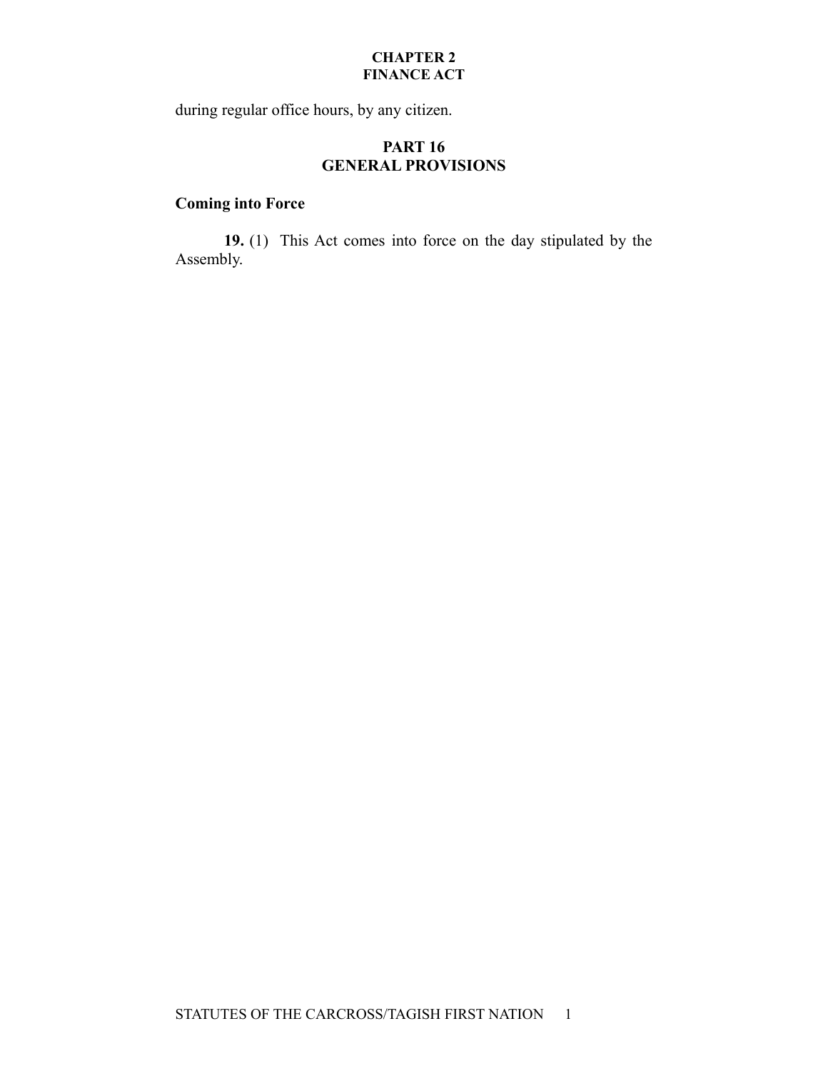during regular office hours, by any citizen.

## PART 16
## GENERAL PROVISIONS

### Coming into Force

**19.** (1) This Act comes into force on the day stipulated by the Assembly.